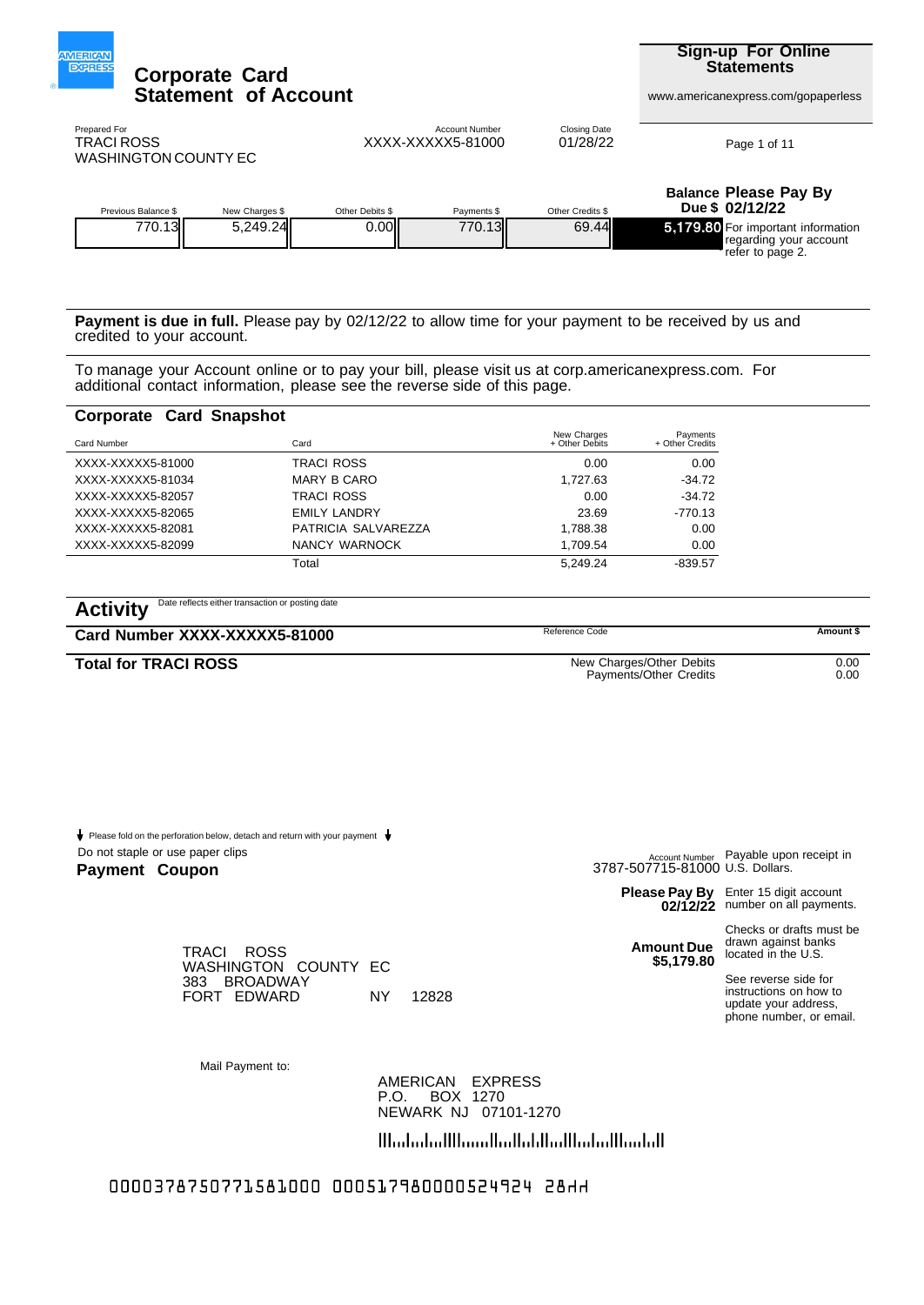# Corporate Card Statement of Account

**Sign-up For Online Statements**

www.americanexpress.com/gopaperless

| Prepared For | Account Number | Closing Date |
|---|---|---|
| TRACI ROSS<br>WASHINGTON COUNTY EC | XXXX-XXXXX5-81000 | 01/28/22 |

| Previous Balance $ | New Charges $ | Other Debits $ | Payments $ | Other Credits $ | Balance Due $ |
|---|---|---|---|---|---|
| 770.13 | 5,249.24 | 0.00 | 770.13 | 69.44 | 5,179.80 |

**Please Pay By 02/12/22**

For important information regarding your account refer to page 2.

**Payment is due in full.** Please pay by 02/12/22 to allow time for your payment to be received by us and credited to your account.

To manage your Account online or to pay your bill, please visit us at corp.americanexpress.com. For additional contact information, please see the reverse side of this page.

## Corporate Card Snapshot

| Card Number | Card | New Charges + Other Debits | Payments + Other Credits |
|---|---|---|---|
| XXXX-XXXXX5-81000 | TRACI ROSS | 0.00 | 0.00 |
| XXXX-XXXXX5-81034 | MARY B CARO | 1,727.63 | -34.72 |
| XXXX-XXXXX5-82057 | TRACI ROSS | 0.00 | -34.72 |
| XXXX-XXXXX5-82065 | EMILY LANDRY | 23.69 | -770.13 |
| XXXX-XXXXX5-82081 | PATRICIA SALVAREZZA | 1,788.38 | 0.00 |
| XXXX-XXXXX5-82099 | NANCY WARNOCK | 1,709.54 | 0.00 |
| | Total | 5,249.24 | -839.57 |

## Activity

Date reflects either transaction or posting date

| Card Number XXXX-XXXXX5-81000 | Reference Code | Amount $ |
|---|---|---|
| **Total for TRACI ROSS** | New Charges/Other Debits | 0.00 |
| | Payments/Other Credits | 0.00 |

Please fold on the perforation below, detach and return with your payment

Do not staple or use paper clips

**Payment Coupon**

Account Number 3787-507715-81000

Payable upon receipt in U.S. Dollars.

**Please Pay By 02/12/22**

Enter 15 digit account number on all payments.

**Amount Due $5,179.80**

Checks or drafts must be drawn against banks located in the U.S.

See reverse side for instructions on how to update your address, phone number, or email.

TRACI ROSS
WASHINGTON COUNTY EC
383 BROADWAY
FORT EDWARD NY 12828

Mail Payment to:

AMERICAN EXPRESS
P.O. BOX 1270
NEWARK NJ 07101-1270

000037875077158100 0000517980000524924 28dd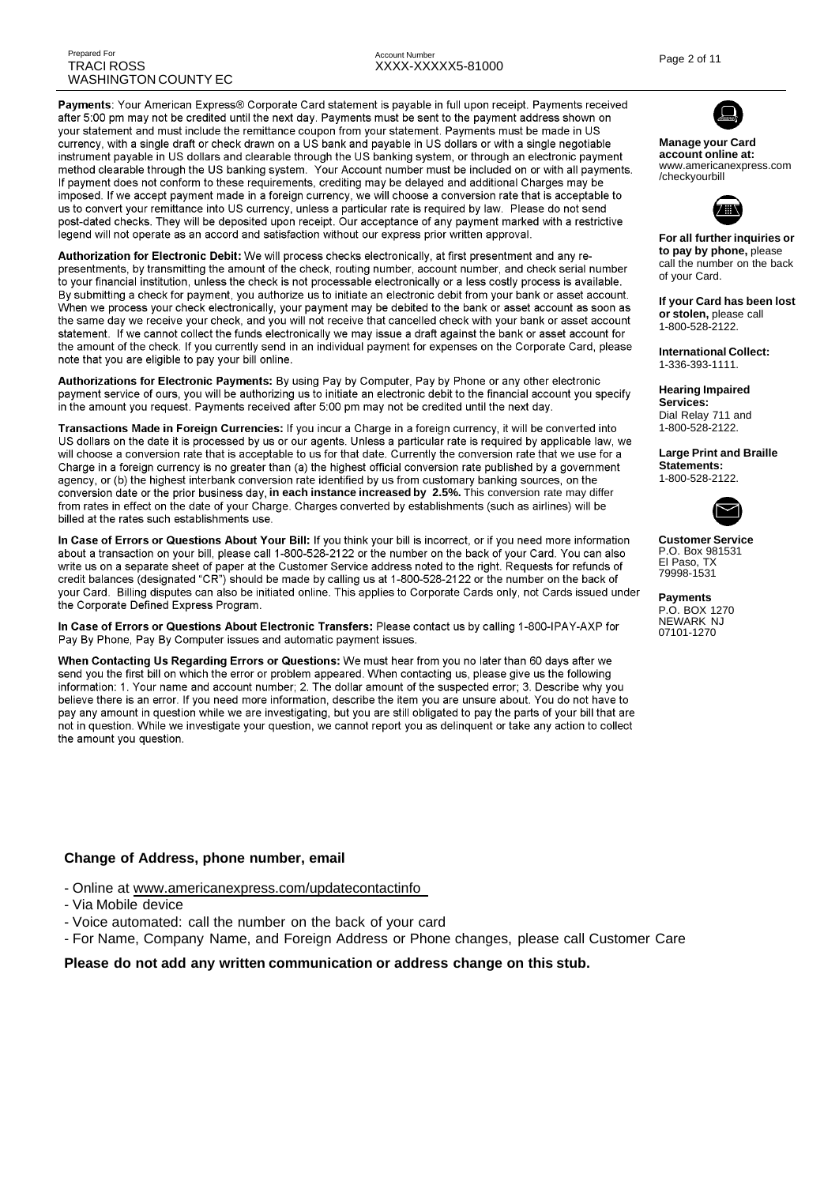Prepared For
TRACI ROSS
WASHINGTON COUNTY EC

Account Number
XXXX-XXXXX5-81000

**Payments**: Your American Express® Corporate Card statement is payable in full upon receipt. Payments received after 5:00 pm may not be credited until the next day. Payments must be sent to the payment address shown on your statement and must include the remittance coupon from your statement. Payments must be made in US currency, with a single draft or check drawn on a US bank and payable in US dollars or with a single negotiable instrument payable in US dollars and clearable through the US banking system, or through an electronic payment method clearable through the US banking system. Your Account number must be included on or with all payments. If payment does not conform to these requirements, crediting may be delayed and additional Charges may be imposed. If we accept payment made in a foreign currency, we will choose a conversion rate that is acceptable to us to convert your remittance into US currency, unless a particular rate is required by law. Please do not send post-dated checks. They will be deposited upon receipt. Our acceptance of any payment marked with a restrictive legend will not operate as an accord and satisfaction without our express prior written approval.

**Authorization for Electronic Debit:** We will process checks electronically, at first presentment and any re-presentments, by transmitting the amount of the check, routing number, account number, and check serial number to your financial institution, unless the check is not processable electronically or a less costly process is available. By submitting a check for payment, you authorize us to initiate an electronic debit from your bank or asset account. When we process your check electronically, your payment may be debited to the bank or asset account as soon as the same day we receive your check, and you will not receive that cancelled check with your bank or asset account statement. If we cannot collect the funds electronically we may issue a draft against the bank or asset account for the amount of the check. If you currently send in an individual payment for expenses on the Corporate Card, please note that you are eligible to pay your bill online.

**Authorizations for Electronic Payments:** By using Pay by Computer, Pay by Phone or any other electronic payment service of ours, you will be authorizing us to initiate an electronic debit to the financial account you specify in the amount you request. Payments received after 5:00 pm may not be credited until the next day.

**Transactions Made in Foreign Currencies:** If you incur a Charge in a foreign currency, it will be converted into US dollars on the date it is processed by us or our agents. Unless a particular rate is required by applicable law, we will choose a conversion rate that is acceptable to us for that date. Currently the conversion rate that we use for a Charge in a foreign currency is no greater than (a) the highest official conversion rate published by a government agency, or (b) the highest interbank conversion rate identified by us from customary banking sources, on the conversion date or the prior business day, **in each instance increased by 2.5%.** This conversion rate may differ from rates in effect on the date of your Charge. Charges converted by establishments (such as airlines) will be billed at the rates such establishments use.

**In Case of Errors or Questions About Your Bill:** If you think your bill is incorrect, or if you need more information about a transaction on your bill, please call 1-800-528-2122 or the number on the back of your Card. You can also write us on a separate sheet of paper at the Customer Service address noted to the right. Requests for refunds of credit balances (designated "CR") should be made by calling us at 1-800-528-2122 or the number on the back of your Card. Billing disputes can also be initiated online. This applies to Corporate Cards only, not Cards issued under the Corporate Defined Express Program.

**In Case of Errors or Questions About Electronic Transfers:** Please contact us by calling 1-800-IPAY-AXP for Pay By Phone, Pay By Computer issues and automatic payment issues.

**When Contacting Us Regarding Errors or Questions:** We must hear from you no later than 60 days after we send you the first bill on which the error or problem appeared. When contacting us, please give us the following information: 1. Your name and account number; 2. The dollar amount of the suspected error; 3. Describe why you believe there is an error. If you need more information, describe the item you are unsure about. You do not have to pay any amount in question while we are investigating, but you are still obligated to pay the parts of your bill that are not in question. While we investigate your question, we cannot report you as delinquent or take any action to collect the amount you question.

**Manage your Card account online at:** www.americanexpress.com /checkyourbill

**For all further inquiries or to pay by phone,** please call the number on the back of your Card.

**If your Card has been lost or stolen,** please call 1-800-528-2122.

**International Collect:** 1-336-393-1111.

**Hearing Impaired Services:** Dial Relay 711 and 1-800-528-2122.

**Large Print and Braille Statements:** 1-800-528-2122.

**Customer Service**
P.O. Box 981531
El Paso, TX
79998-1531

**Payments**
P.O. BOX 1270
NEWARK NJ
07101-1270

**Change of Address, phone number, email**

- Online at www.americanexpress.com/updatecontactinfo
- Via Mobile device
- Voice automated: call the number on the back of your card
- For Name, Company Name, and Foreign Address or Phone changes, please call Customer Care

**Please do not add any written communication or address change on this stub.**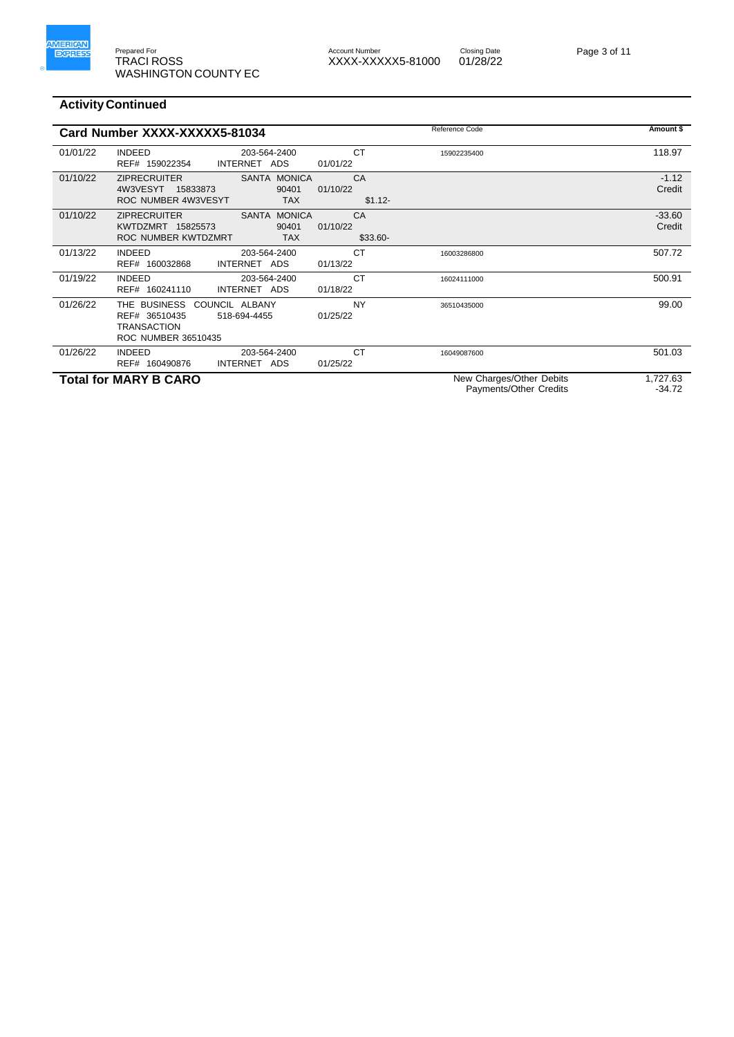Prepared For
TRACI ROSS
WASHINGTON COUNTY EC

Account Number
XXXX-XXXXX5-81000

Closing Date
01/28/22

## Activity Continued

### Card Number XXXX-XXXXX5-81034

| Date | Description | | | Reference Code | Amount $ |
|---|---|---|---|---|---|
| 01/01/22 | INDEED<br>REF# 159022354 | 203-564-2400<br>INTERNET ADS | CT<br>01/01/22 | 15902235400 | 118.97 |
| 01/10/22 | ZIPRECRUITER<br>4W3VESYT 15833873<br>ROC NUMBER 4W3VESYT | SANTA MONICA<br>90401<br>TAX | CA<br>01/10/22<br>$1.12- | | -1.12<br>Credit |
| 01/10/22 | ZIPRECRUITER<br>KWTDZMRT 15825573<br>ROC NUMBER KWTDZMRT | SANTA MONICA<br>90401<br>TAX | CA<br>01/10/22<br>$33.60- | | -33.60<br>Credit |
| 01/13/22 | INDEED<br>REF# 160032868 | 203-564-2400<br>INTERNET ADS | CT<br>01/13/22 | 16003286800 | 507.72 |
| 01/19/22 | INDEED<br>REF# 160241110 | 203-564-2400<br>INTERNET ADS | CT<br>01/18/22 | 16024111000 | 500.91 |
| 01/26/22 | THE BUSINESS COUNCIL ALBANY<br>REF# 36510435<br>TRANSACTION<br>ROC NUMBER 36510435 | 518-694-4455 | NY<br>01/25/22 | 36510435000 | 99.00 |
| 01/26/22 | INDEED<br>REF# 160490876 | 203-564-2400<br>INTERNET ADS | CT<br>01/25/22 | 16049087600 | 501.03 |

**Total for MARY B CARO**

| | |
|---|---|
| New Charges/Other Debits | 1,727.63 |
| Payments/Other Credits | -34.72 |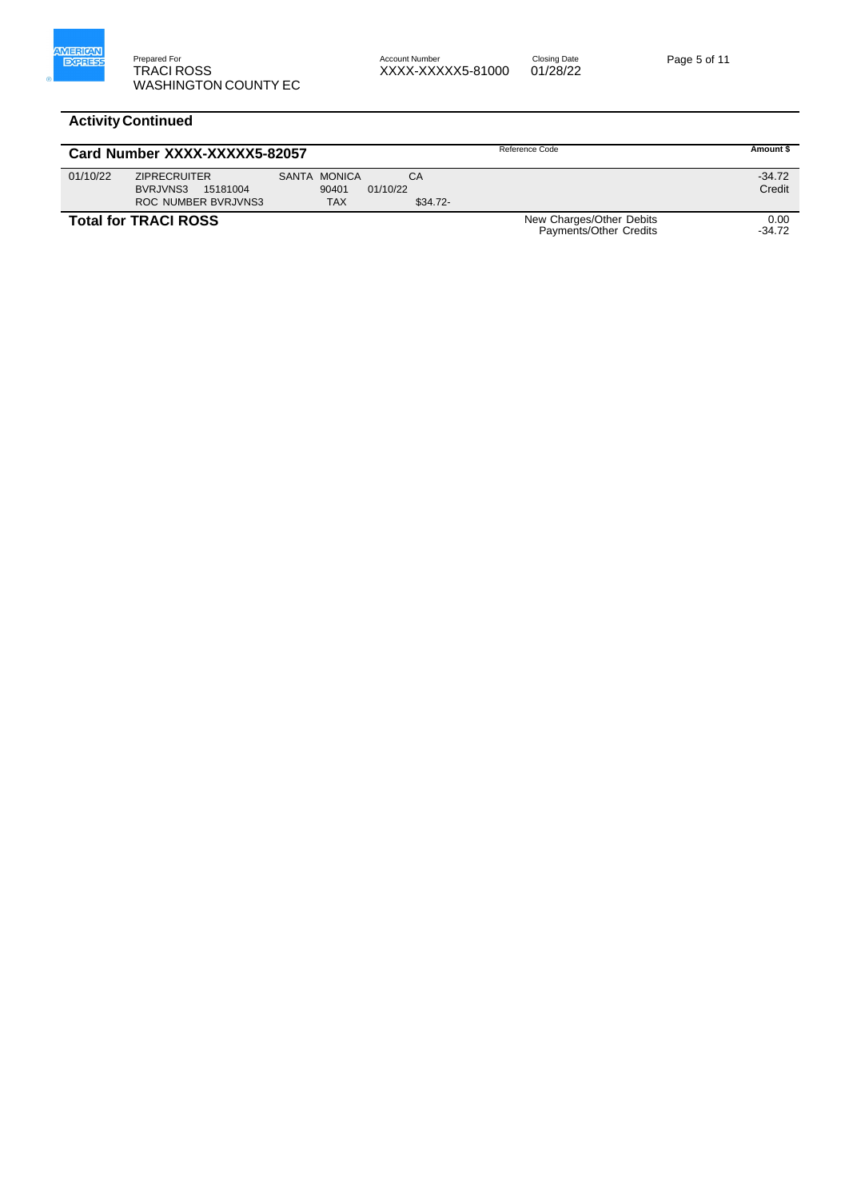Prepared For
TRACI ROSS
WASHINGTON COUNTY EC

Account Number
XXXX-XXXXX5-81000

Closing Date
01/28/22

## Activity Continued

### Card Number XXXX-XXXXX5-82057

| Date | Description | | | Reference Code | Amount $ |
|---|---|---|---|---|---|
| 01/10/22 | ZIPRECRUITER<br>BVRJVNS3 15181004<br>ROC NUMBER BVRJVNS3 | SANTA MONICA<br>90401<br>TAX | CA<br>01/10/22<br>$34.72- | | -34.72<br>Credit |

### Total for TRACI ROSS

| | Amount $ |
|---|---|
| New Charges/Other Debits | 0.00 |
| Payments/Other Credits | -34.72 |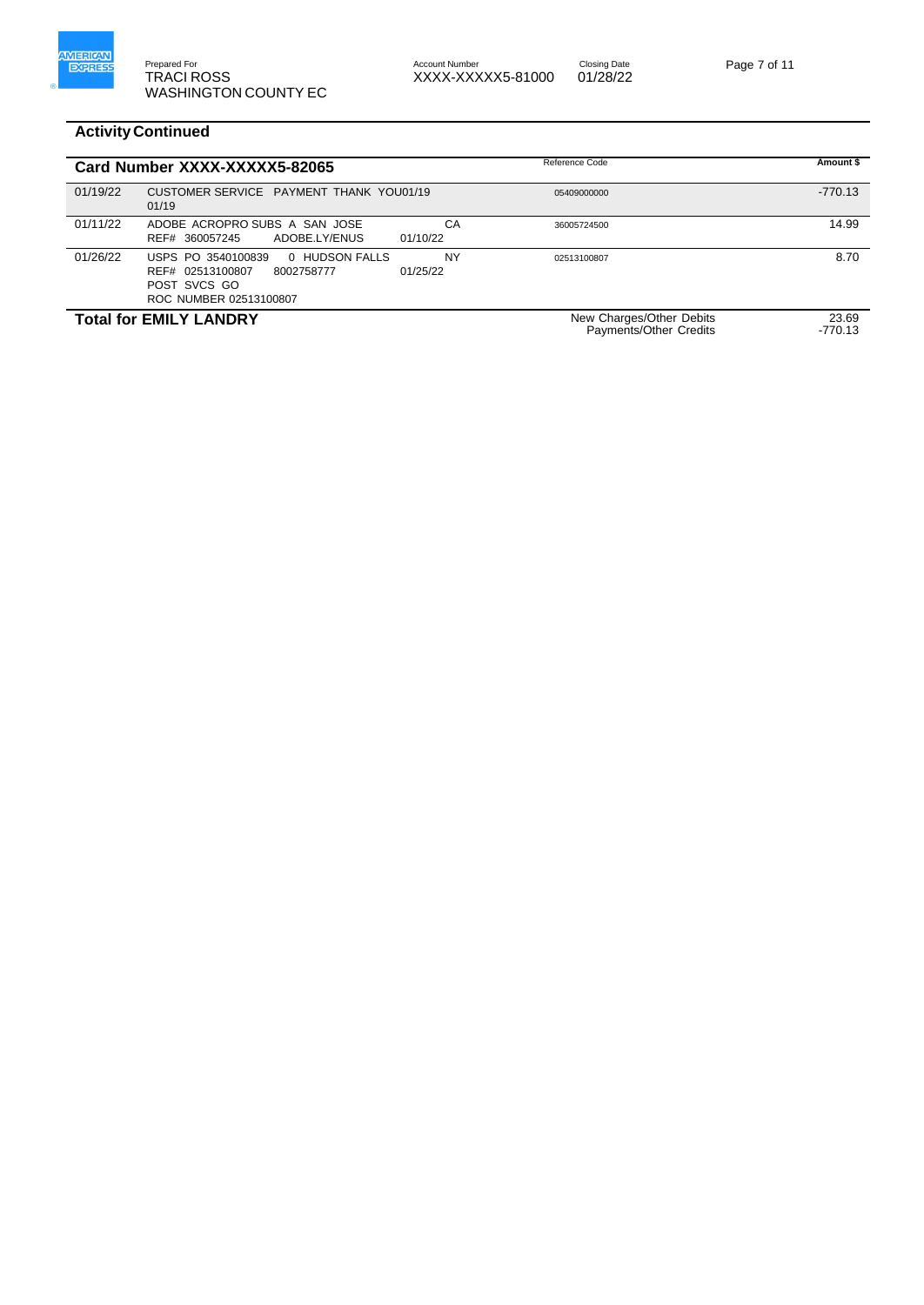Prepared For
TRACI ROSS
WASHINGTON COUNTY EC

Account Number
XXXX-XXXXX5-81000

Closing Date
01/28/22

## Activity Continued

| Card Number XXXX-XXXXX5-82065 | | | Reference Code | Amount $ |
|---|---|---|---|---|
| 01/19/22 | CUSTOMER SERVICE PAYMENT THANK YOU01/19 01/19 | | 05409000000 | -770.13 |
| 01/11/22 | ADOBE ACROPRO SUBS A SAN JOSE<br>REF# 360057245 ADOBE.LY/ENUS | CA<br>01/10/22 | 36005724500 | 14.99 |
| 01/26/22 | USPS PO 3540100839 0 HUDSON FALLS<br>REF# 02513100807 8002758777<br>POST SVCS GO<br>ROC NUMBER 02513100807 | NY<br>01/25/22 | 02513100807 | 8.70 |
| **Total for EMILY LANDRY** | | | New Charges/Other Debits<br>Payments/Other Credits | 23.69<br>-770.13 |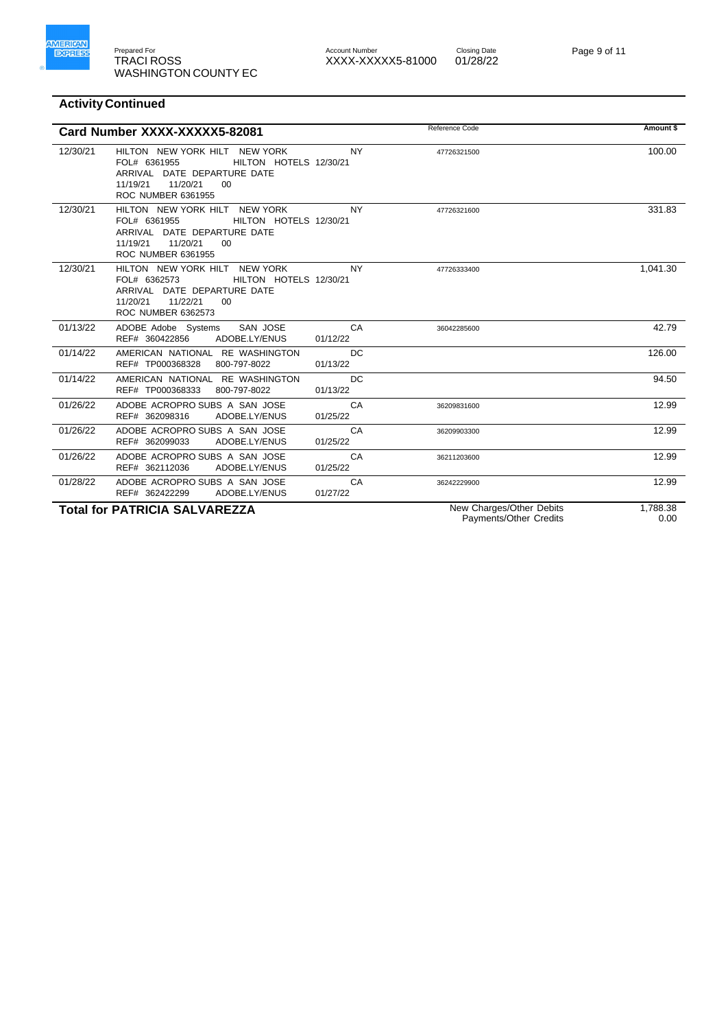Prepared For
TRACI ROSS
WASHINGTON COUNTY EC

Account Number
XXXX-XXXXX5-81000

Closing Date
01/28/22

## Activity Continued

| Card Number XXXX-XXXXX5-82081 | | | Reference Code | Amount $ |
|---|---|---|---|---|
| 12/30/21 | HILTON NEW YORK HILT NEW YORK<br>FOL# 6361955 HILTON HOTELS 12/30/21<br>ARRIVAL DATE DEPARTURE DATE<br>11/19/21 11/20/21 00<br>ROC NUMBER 6361955 | NY | 47726321500 | 100.00 |
| 12/30/21 | HILTON NEW YORK HILT NEW YORK<br>FOL# 6361955 HILTON HOTELS 12/30/21<br>ARRIVAL DATE DEPARTURE DATE<br>11/19/21 11/20/21 00<br>ROC NUMBER 6361955 | NY | 47726321600 | 331.83 |
| 12/30/21 | HILTON NEW YORK HILT NEW YORK<br>FOL# 6362573 HILTON HOTELS 12/30/21<br>ARRIVAL DATE DEPARTURE DATE<br>11/20/21 11/22/21 00<br>ROC NUMBER 6362573 | NY | 47726333400 | 1,041.30 |
| 01/13/22 | ADOBE Adobe Systems SAN JOSE<br>REF# 360422856 ADOBE.LY/ENUS | CA<br>01/12/22 | 36042285600 | 42.79 |
| 01/14/22 | AMERICAN NATIONAL RE WASHINGTON<br>REF# TP000368328 800-797-8022 | DC<br>01/13/22 | | 126.00 |
| 01/14/22 | AMERICAN NATIONAL RE WASHINGTON<br>REF# TP000368333 800-797-8022 | DC<br>01/13/22 | | 94.50 |
| 01/26/22 | ADOBE ACROPRO SUBS A SAN JOSE<br>REF# 362098316 ADOBE.LY/ENUS | CA<br>01/25/22 | 36209831600 | 12.99 |
| 01/26/22 | ADOBE ACROPRO SUBS A SAN JOSE<br>REF# 362099033 ADOBE.LY/ENUS | CA<br>01/25/22 | 36209903300 | 12.99 |
| 01/26/22 | ADOBE ACROPRO SUBS A SAN JOSE<br>REF# 362112036 ADOBE.LY/ENUS | CA<br>01/25/22 | 36211203600 | 12.99 |
| 01/28/22 | ADOBE ACROPRO SUBS A SAN JOSE<br>REF# 362422299 ADOBE.LY/ENUS | CA<br>01/27/22 | 36242229900 | 12.99 |
| **Total for PATRICIA SALVAREZZA** | | | New Charges/Other Debits<br>Payments/Other Credits | 1,788.38<br>0.00 |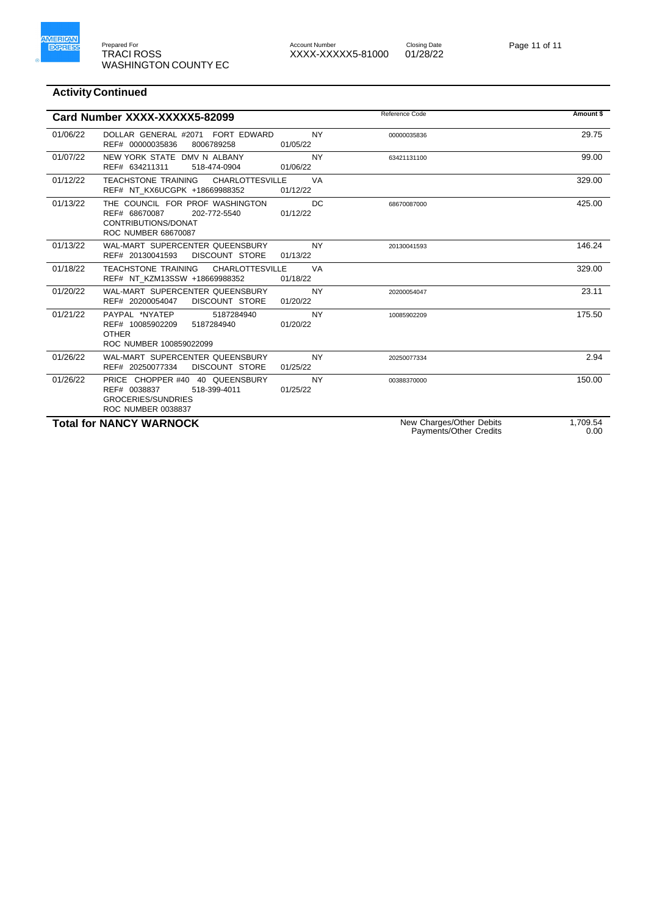Prepared For
TRACI ROSS
WASHINGTON COUNTY EC

Account Number
XXXX-XXXXX5-81000

Closing Date
01/28/22

## Activity Continued

### Card Number XXXX-XXXXX5-82099

| | | Reference Code | Amount $ |
|---|---|---|---|
| 01/06/22 | DOLLAR GENERAL #2071 FORT EDWARD NY<br>REF# 00000035836 8006789258 01/05/22 | 00000035836 | 29.75 |
| 01/07/22 | NEW YORK STATE DMV N ALBANY NY<br>REF# 634211311 518-474-0904 01/06/22 | 63421131100 | 99.00 |
| 01/12/22 | TEACHSTONE TRAINING CHARLOTTESVILLE VA<br>REF# NT_KX6UCGPK +18669988352 01/12/22 | | 329.00 |
| 01/13/22 | THE COUNCIL FOR PROF WASHINGTON DC<br>REF# 68670087 202-772-5540 01/12/22<br>CONTRIBUTIONS/DONAT<br>ROC NUMBER 68670087 | 68670087000 | 425.00 |
| 01/13/22 | WAL-MART SUPERCENTER QUEENSBURY NY<br>REF# 20130041593 DISCOUNT STORE 01/13/22 | 20130041593 | 146.24 |
| 01/18/22 | TEACHSTONE TRAINING CHARLOTTESVILLE VA<br>REF# NT_KZM13SSW +18669988352 01/18/22 | | 329.00 |
| 01/20/22 | WAL-MART SUPERCENTER QUEENSBURY NY<br>REF# 20200054047 DISCOUNT STORE 01/20/22 | 20200054047 | 23.11 |
| 01/21/22 | PAYPAL *NYATEP 5187284940 NY<br>REF# 10085902209 5187284940 01/20/22<br>OTHER<br>ROC NUMBER 100859022099 | 10085902209 | 175.50 |
| 01/26/22 | WAL-MART SUPERCENTER QUEENSBURY NY<br>REF# 20250077334 DISCOUNT STORE 01/25/22 | 20250077334 | 2.94 |
| 01/26/22 | PRICE CHOPPER #40 40 QUEENSBURY NY<br>REF# 0038837 518-399-4011 01/25/22<br>GROCERIES/SUNDRIES<br>ROC NUMBER 0038837 | 00388370000 | 150.00 |

**Total for NANCY WARNOCK**

| | |
|---|---|
| New Charges/Other Debits | 1,709.54 |
| Payments/Other Credits | 0.00 |